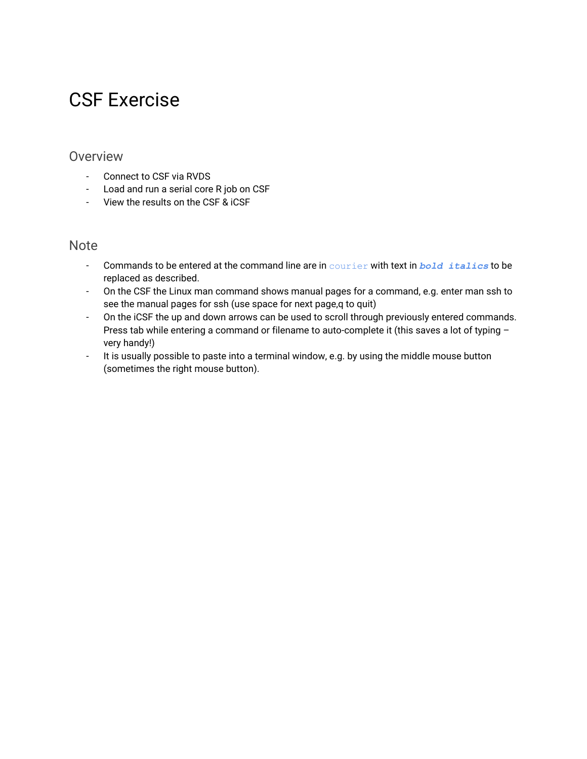# CSF Exercise

## Overview

- Connect to CSF via RVDS
- Load and run a serial core R job on CSF
- View the results on the CSF & iCSF

## Note

- Commands to be entered at the command line are in `courier` with text in ***`bold italics`*** to be replaced as described.
- On the CSF the Linux man command shows manual pages for a command, e.g. enter man ssh to see the manual pages for ssh (use space for next page,q to quit)
- On the iCSF the up and down arrows can be used to scroll through previously entered commands. Press tab while entering a command or filename to auto-complete it (this saves a lot of typing – very handy!)
- It is usually possible to paste into a terminal window, e.g. by using the middle mouse button (sometimes the right mouse button).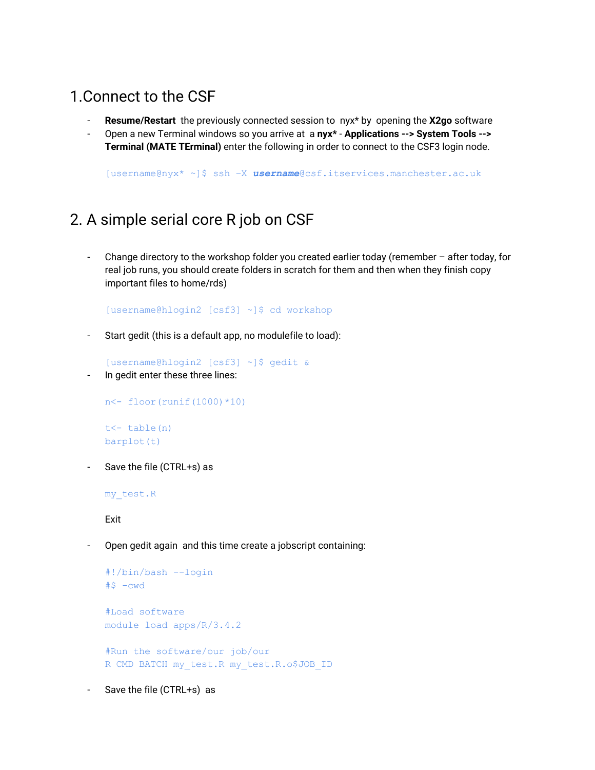# 1.Connect to the CSF

- **Resume/Restart** the previously connected session to nyx* by opening the **X2go** software
- Open a new Terminal windows so you arrive at a **nyx*** - **Applications --> System Tools --> Terminal (MATE TErminal)** enter the following in order to connect to the CSF3 login node.

```
[username@nyx* ~]$ ssh -X username@csf.itservices.manchester.ac.uk
```

# 2. A simple serial core R job on CSF

- Change directory to the workshop folder you created earlier today (remember – after today, for real job runs, you should create folders in scratch for them and then when they finish copy important files to home/rds)

```
[username@hlogin2 [csf3] ~]$ cd workshop
```

- Start gedit (this is a default app, no modulefile to load):

```
[username@hlogin2 [csf3] ~]$ gedit &
```

- In gedit enter these three lines:

```
n<- floor(runif(1000)*10)

t<- table(n)
barplot(t)
```

- Save the file (CTRL+s) as

```
my_test.R
```

  Exit

- Open gedit again and this time create a jobscript containing:

```
#!/bin/bash --login
#$ -cwd

#Load software
module load apps/R/3.4.2

#Run the software/our job/our
R CMD BATCH my_test.R my_test.R.o$JOB_ID
```

- Save the file (CTRL+s) as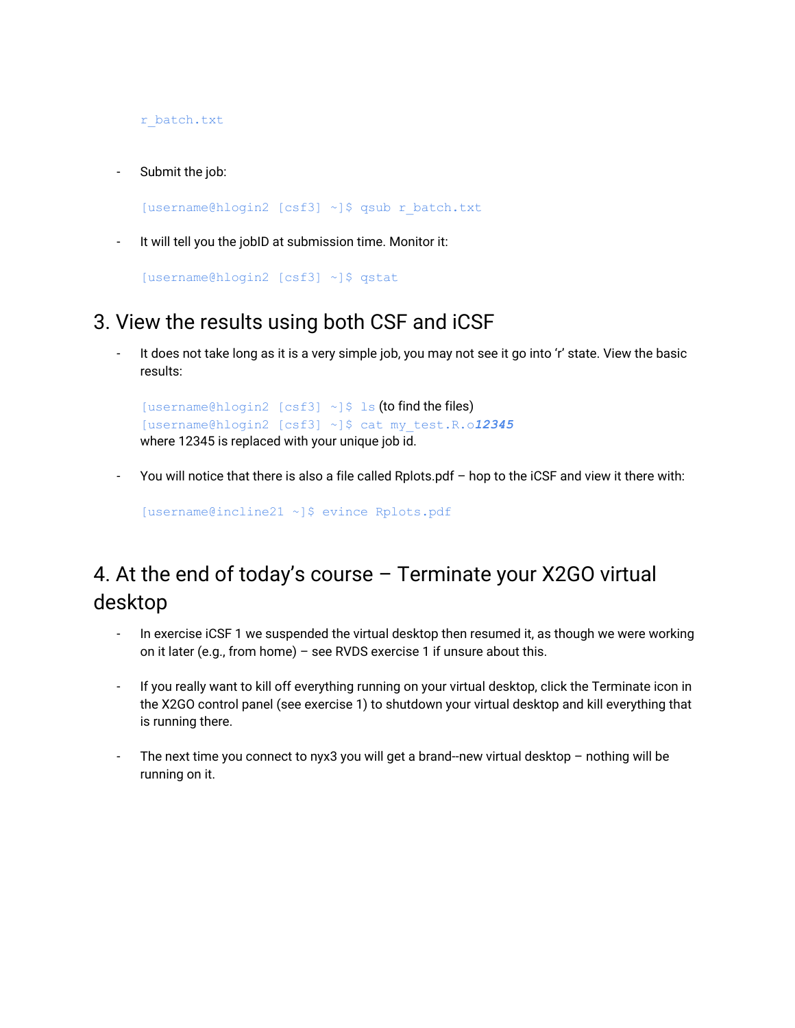```
r_batch.txt
```

- Submit the job:

```
[username@hlogin2 [csf3] ~]$ qsub r_batch.txt
```

- It will tell you the jobID at submission time. Monitor it:

```
[username@hlogin2 [csf3] ~]$ qstat
```

## 3. View the results using both CSF and iCSF

- It does not take long as it is a very simple job, you may not see it go into 'r' state. View the basic results:

  `[username@hlogin2 [csf3] ~]$ ls` (to find the files)
  `[username@hlogin2 [csf3] ~]$ cat my_test.R.o`***`12345`***
  where 12345 is replaced with your unique job id.

- You will notice that there is also a file called Rplots.pdf – hop to the iCSF and view it there with:

```
[username@incline21 ~]$ evince Rplots.pdf
```

## 4. At the end of today's course – Terminate your X2GO virtual desktop

- In exercise iCSF 1 we suspended the virtual desktop then resumed it, as though we were working on it later (e.g., from home) – see RVDS exercise 1 if unsure about this.

- If you really want to kill off everything running on your virtual desktop, click the Terminate icon in the X2GO control panel (see exercise 1) to shutdown your virtual desktop and kill everything that is running there.

- The next time you connect to nyx3 you will get a brand--new virtual desktop – nothing will be running on it.